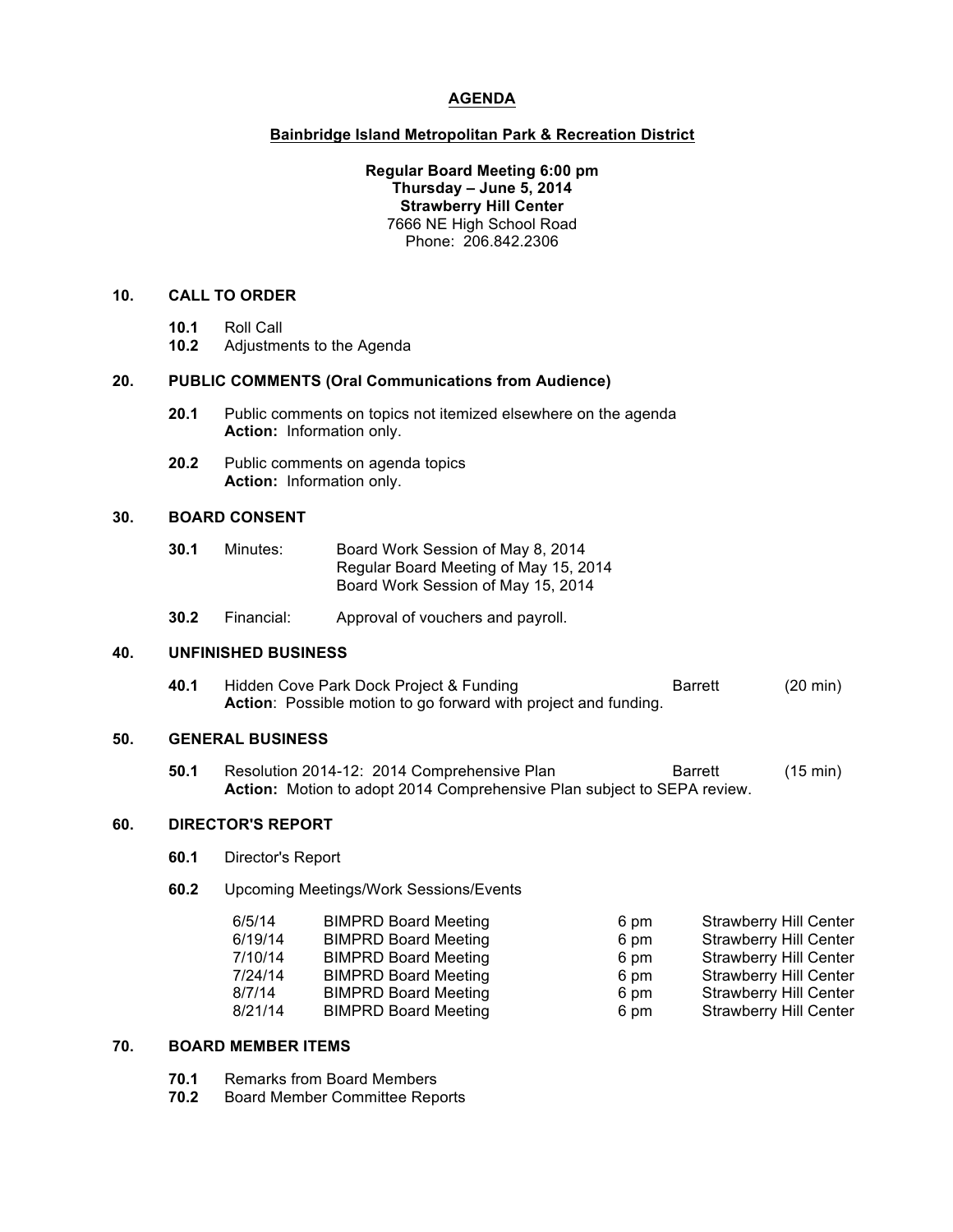# AGENDA

## Bainbridge Island Metropolitan Park & Recreation District

**Regular Board Meeting 6:00 pm**
**Thursday – June 5, 2014**
**Strawberry Hill Center**
7666 NE High School Road
Phone: 206.842.2306

### 10. CALL TO ORDER

**10.1** Roll Call
**10.2** Adjustments to the Agenda

### 20. PUBLIC COMMENTS (Oral Communications from Audience)

**20.1** Public comments on topics not itemized elsewhere on the agenda
**Action:** Information only.

**20.2** Public comments on agenda topics
**Action:** Information only.

### 30. BOARD CONSENT

**30.1** Minutes: Board Work Session of May 8, 2014
Regular Board Meeting of May 15, 2014
Board Work Session of May 15, 2014

**30.2** Financial: Approval of vouchers and payroll.

### 40. UNFINISHED BUSINESS

**40.1** Hidden Cove Park Dock Project & Funding — Barrett (20 min)
**Action**: Possible motion to go forward with project and funding.

### 50. GENERAL BUSINESS

**50.1** Resolution 2014-12: 2014 Comprehensive Plan — Barrett (15 min)
**Action:** Motion to adopt 2014 Comprehensive Plan subject to SEPA review.

### 60. DIRECTOR'S REPORT

**60.1** Director's Report

**60.2** Upcoming Meetings/Work Sessions/Events

| Date | Meeting | Time | Location |
|---|---|---|---|
| 6/5/14 | BIMPRD Board Meeting | 6 pm | Strawberry Hill Center |
| 6/19/14 | BIMPRD Board Meeting | 6 pm | Strawberry Hill Center |
| 7/10/14 | BIMPRD Board Meeting | 6 pm | Strawberry Hill Center |
| 7/24/14 | BIMPRD Board Meeting | 6 pm | Strawberry Hill Center |
| 8/7/14 | BIMPRD Board Meeting | 6 pm | Strawberry Hill Center |
| 8/21/14 | BIMPRD Board Meeting | 6 pm | Strawberry Hill Center |

### 70. BOARD MEMBER ITEMS

**70.1** Remarks from Board Members
**70.2** Board Member Committee Reports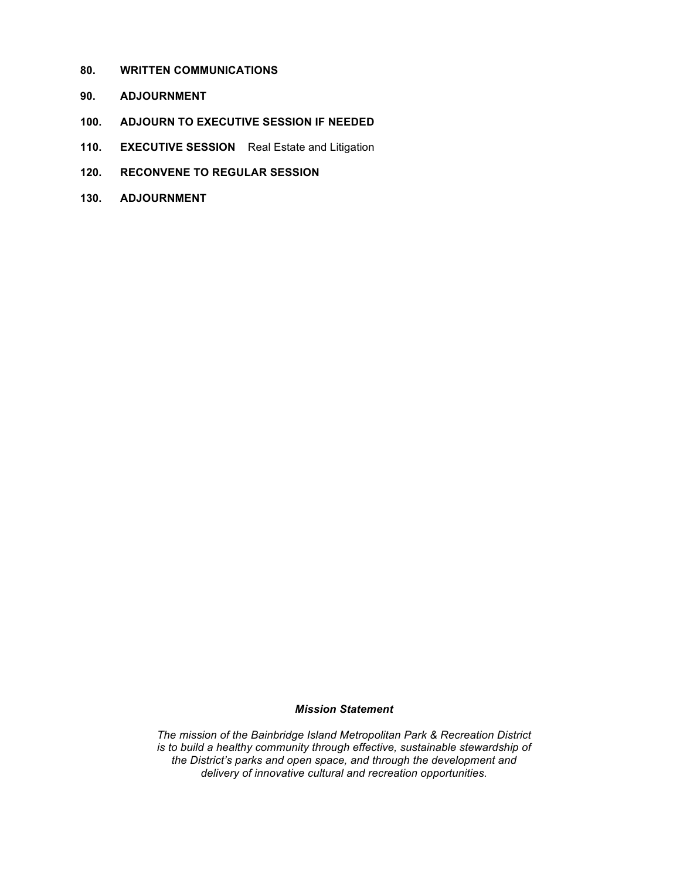**80. WRITTEN COMMUNICATIONS**

**90. ADJOURNMENT**

**100. ADJOURN TO EXECUTIVE SESSION IF NEEDED**

**110. EXECUTIVE SESSION** Real Estate and Litigation

**120. RECONVENE TO REGULAR SESSION**

**130. ADJOURNMENT**

***Mission Statement***

*The mission of the Bainbridge Island Metropolitan Park & Recreation District is to build a healthy community through effective, sustainable stewardship of the District's parks and open space, and through the development and delivery of innovative cultural and recreation opportunities.*